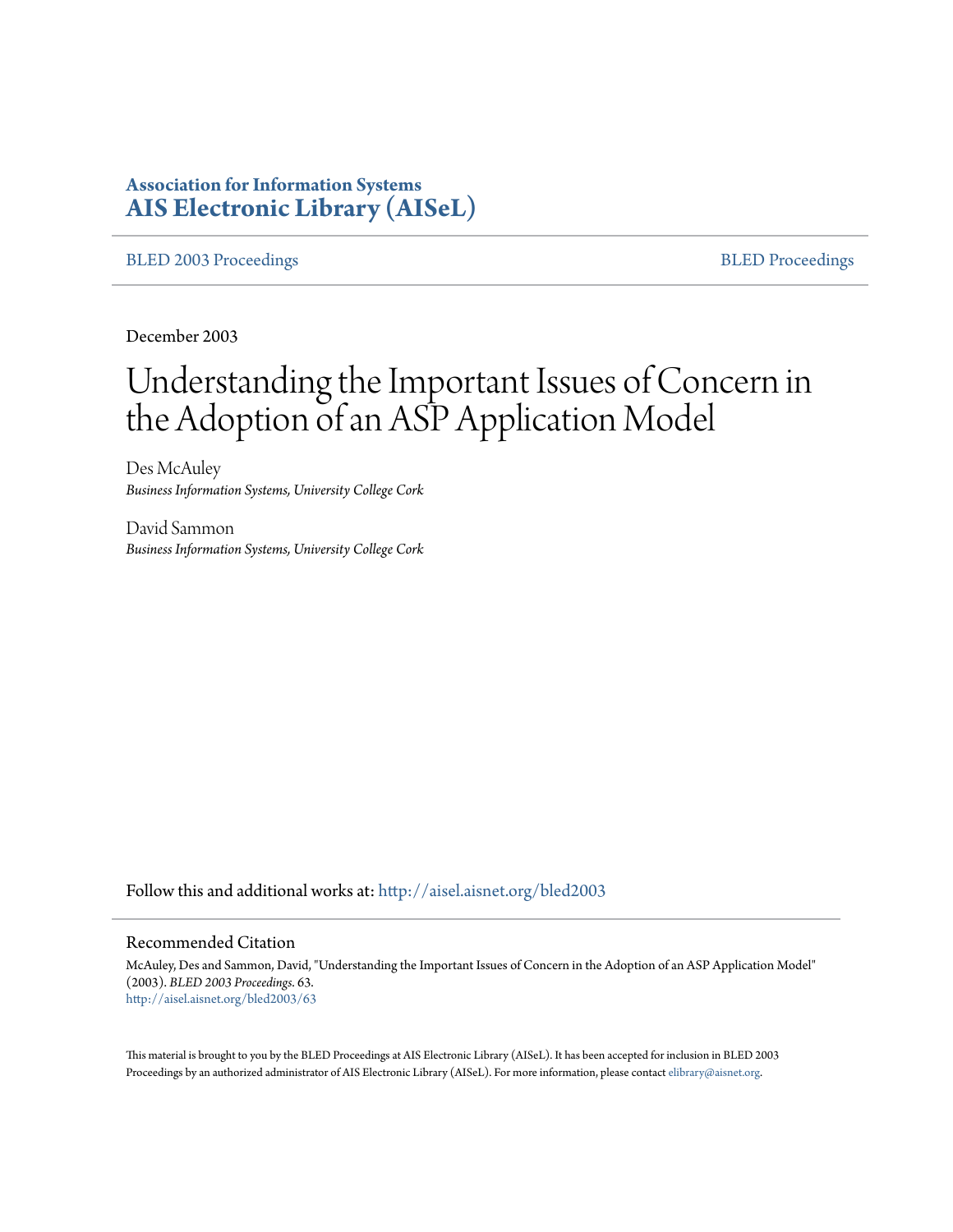**Association for Information Systems**
**AIS Electronic Library (AISeL)**

BLED 2003 Proceedings | BLED Proceedings

December 2003

# Understanding the Important Issues of Concern in the Adoption of an ASP Application Model

Des McAuley
*Business Information Systems, University College Cork*

David Sammon
*Business Information Systems, University College Cork*

Follow this and additional works at: http://aisel.aisnet.org/bled2003

## Recommended Citation

McAuley, Des and Sammon, David, "Understanding the Important Issues of Concern in the Adoption of an ASP Application Model" (2003). *BLED 2003 Proceedings*. 63.
http://aisel.aisnet.org/bled2003/63

This material is brought to you by the BLED Proceedings at AIS Electronic Library (AISeL). It has been accepted for inclusion in BLED 2003 Proceedings by an authorized administrator of AIS Electronic Library (AISeL). For more information, please contact elibrary@aisnet.org.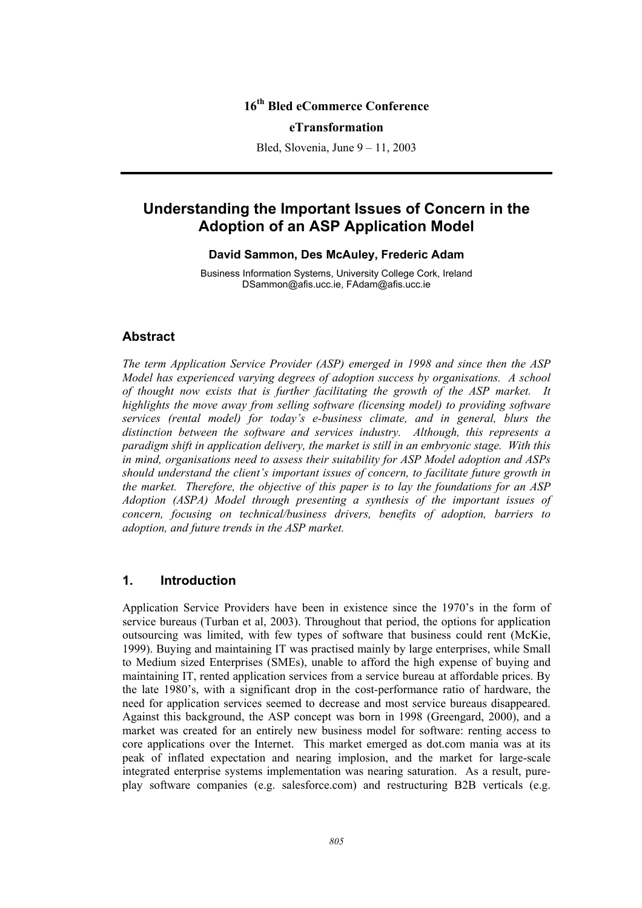16th Bled eCommerce Conference

eTransformation

Bled, Slovenia, June 9 – 11, 2003

# Understanding the Important Issues of Concern in the Adoption of an ASP Application Model

**David Sammon, Des McAuley, Frederic Adam**

Business Information Systems, University College Cork, Ireland
DSammon@afis.ucc.ie, FAdam@afis.ucc.ie

## Abstract

*The term Application Service Provider (ASP) emerged in 1998 and since then the ASP Model has experienced varying degrees of adoption success by organisations. A school of thought now exists that is further facilitating the growth of the ASP market. It highlights the move away from selling software (licensing model) to providing software services (rental model) for today's e-business climate, and in general, blurs the distinction between the software and services industry. Although, this represents a paradigm shift in application delivery, the market is still in an embryonic stage. With this in mind, organisations need to assess their suitability for ASP Model adoption and ASPs should understand the client's important issues of concern, to facilitate future growth in the market. Therefore, the objective of this paper is to lay the foundations for an ASP Adoption (ASPA) Model through presenting a synthesis of the important issues of concern, focusing on technical/business drivers, benefits of adoption, barriers to adoption, and future trends in the ASP market.*

## 1. Introduction

Application Service Providers have been in existence since the 1970's in the form of service bureaus (Turban et al, 2003). Throughout that period, the options for application outsourcing was limited, with few types of software that business could rent (McKie, 1999). Buying and maintaining IT was practised mainly by large enterprises, while Small to Medium sized Enterprises (SMEs), unable to afford the high expense of buying and maintaining IT, rented application services from a service bureau at affordable prices. By the late 1980's, with a significant drop in the cost-performance ratio of hardware, the need for application services seemed to decrease and most service bureaus disappeared. Against this background, the ASP concept was born in 1998 (Greengard, 2000), and a market was created for an entirely new business model for software: renting access to core applications over the Internet. This market emerged as dot.com mania was at its peak of inflated expectation and nearing implosion, and the market for large-scale integrated enterprise systems implementation was nearing saturation. As a result, pure-play software companies (e.g. salesforce.com) and restructuring B2B verticals (e.g.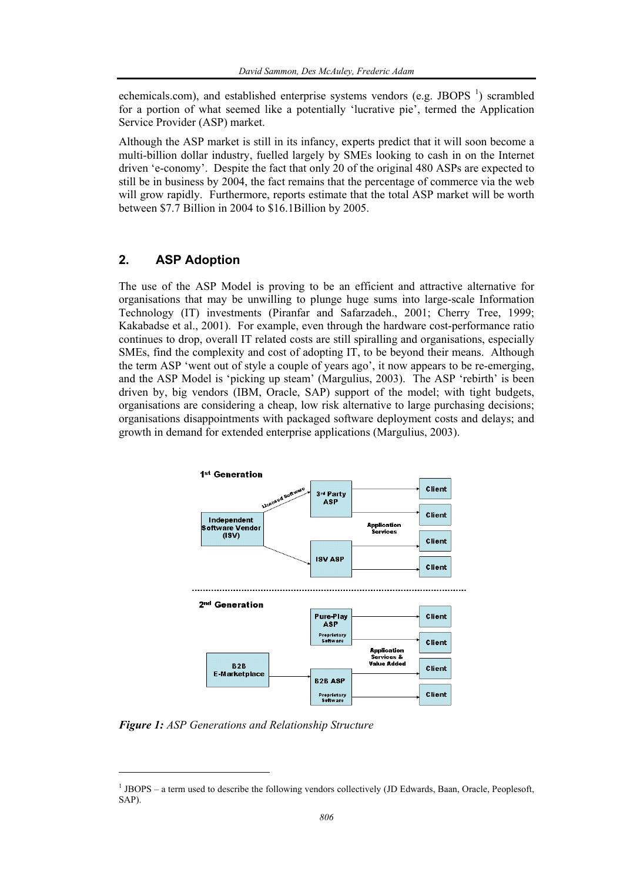echemicals.com), and established enterprise systems vendors (e.g. JBOPS [1]) scrambled for a portion of what seemed like a potentially 'lucrative pie', termed the Application Service Provider (ASP) market.

Although the ASP market is still in its infancy, experts predict that it will soon become a multi-billion dollar industry, fuelled largely by SMEs looking to cash in on the Internet driven 'e-conomy'. Despite the fact that only 20 of the original 480 ASPs are expected to still be in business by 2004, the fact remains that the percentage of commerce via the web will grow rapidly. Furthermore, reports estimate that the total ASP market will be worth between \$7.7 Billion in 2004 to \$16.1Billion by 2005.

## 2. ASP Adoption

The use of the ASP Model is proving to be an efficient and attractive alternative for organisations that may be unwilling to plunge huge sums into large-scale Information Technology (IT) investments (Piranfar and Safarzadeh., 2001; Cherry Tree, 1999; Kakabadse et al., 2001). For example, even through the hardware cost-performance ratio continues to drop, overall IT related costs are still spiralling and organisations, especially SMEs, find the complexity and cost of adopting IT, to be beyond their means. Although the term ASP 'went out of style a couple of years ago', it now appears to be re-emerging, and the ASP Model is 'picking up steam' (Margulius, 2003). The ASP 'rebirth' is been driven by, big vendors (IBM, Oracle, SAP) support of the model; with tight budgets, organisations are considering a cheap, low risk alternative to large purchasing decisions; organisations disappointments with packaged software deployment costs and delays; and growth in demand for extended enterprise applications (Margulius, 2003).

***Figure 1:*** *ASP Generations and Relationship Structure*

[1] JBOPS – a term used to describe the following vendors collectively (JD Edwards, Baan, Oracle, Peoplesoft, SAP).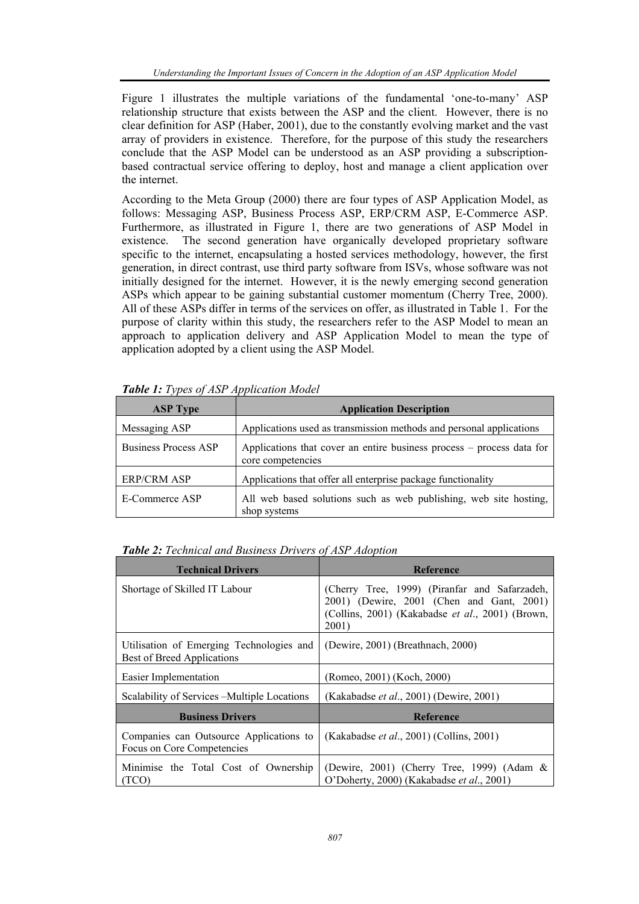Figure 1 illustrates the multiple variations of the fundamental 'one-to-many' ASP relationship structure that exists between the ASP and the client. However, there is no clear definition for ASP (Haber, 2001), due to the constantly evolving market and the vast array of providers in existence. Therefore, for the purpose of this study the researchers conclude that the ASP Model can be understood as an ASP providing a subscription-based contractual service offering to deploy, host and manage a client application over the internet.

According to the Meta Group (2000) there are four types of ASP Application Model, as follows: Messaging ASP, Business Process ASP, ERP/CRM ASP, E-Commerce ASP. Furthermore, as illustrated in Figure 1, there are two generations of ASP Model in existence. The second generation have organically developed proprietary software specific to the internet, encapsulating a hosted services methodology, however, the first generation, in direct contrast, use third party software from ISVs, whose software was not initially designed for the internet. However, it is the newly emerging second generation ASPs which appear to be gaining substantial customer momentum (Cherry Tree, 2000). All of these ASPs differ in terms of the services on offer, as illustrated in Table 1. For the purpose of clarity within this study, the researchers refer to the ASP Model to mean an approach to application delivery and ASP Application Model to mean the type of application adopted by a client using the ASP Model.

***Table 1:*** *Types of ASP Application Model*

| ASP Type | Application Description |
|---|---|
| Messaging ASP | Applications used as transmission methods and personal applications |
| Business Process ASP | Applications that cover an entire business process – process data for core competencies |
| ERP/CRM ASP | Applications that offer all enterprise package functionality |
| E-Commerce ASP | All web based solutions such as web publishing, web site hosting, shop systems |

***Table 2:*** *Technical and Business Drivers of ASP Adoption*

| Technical Drivers | Reference |
|---|---|
| Shortage of Skilled IT Labour | (Cherry Tree, 1999) (Piranfar and Safarzadeh, 2001) (Dewire, 2001 (Chen and Gant, 2001) (Collins, 2001) (Kakabadse *et al*., 2001) (Brown, 2001) |
| Utilisation of Emerging Technologies and Best of Breed Applications | (Dewire, 2001) (Breathnach, 2000) |
| Easier Implementation | (Romeo, 2001) (Koch, 2000) |
| Scalability of Services –Multiple Locations | (Kakabadse *et al*., 2001) (Dewire, 2001) |
| **Business Drivers** | **Reference** |
| Companies can Outsource Applications to Focus on Core Competencies | (Kakabadse *et al*., 2001) (Collins, 2001) |
| Minimise the Total Cost of Ownership (TCO) | (Dewire, 2001) (Cherry Tree, 1999) (Adam & O'Doherty, 2000) (Kakabadse *et al*., 2001) |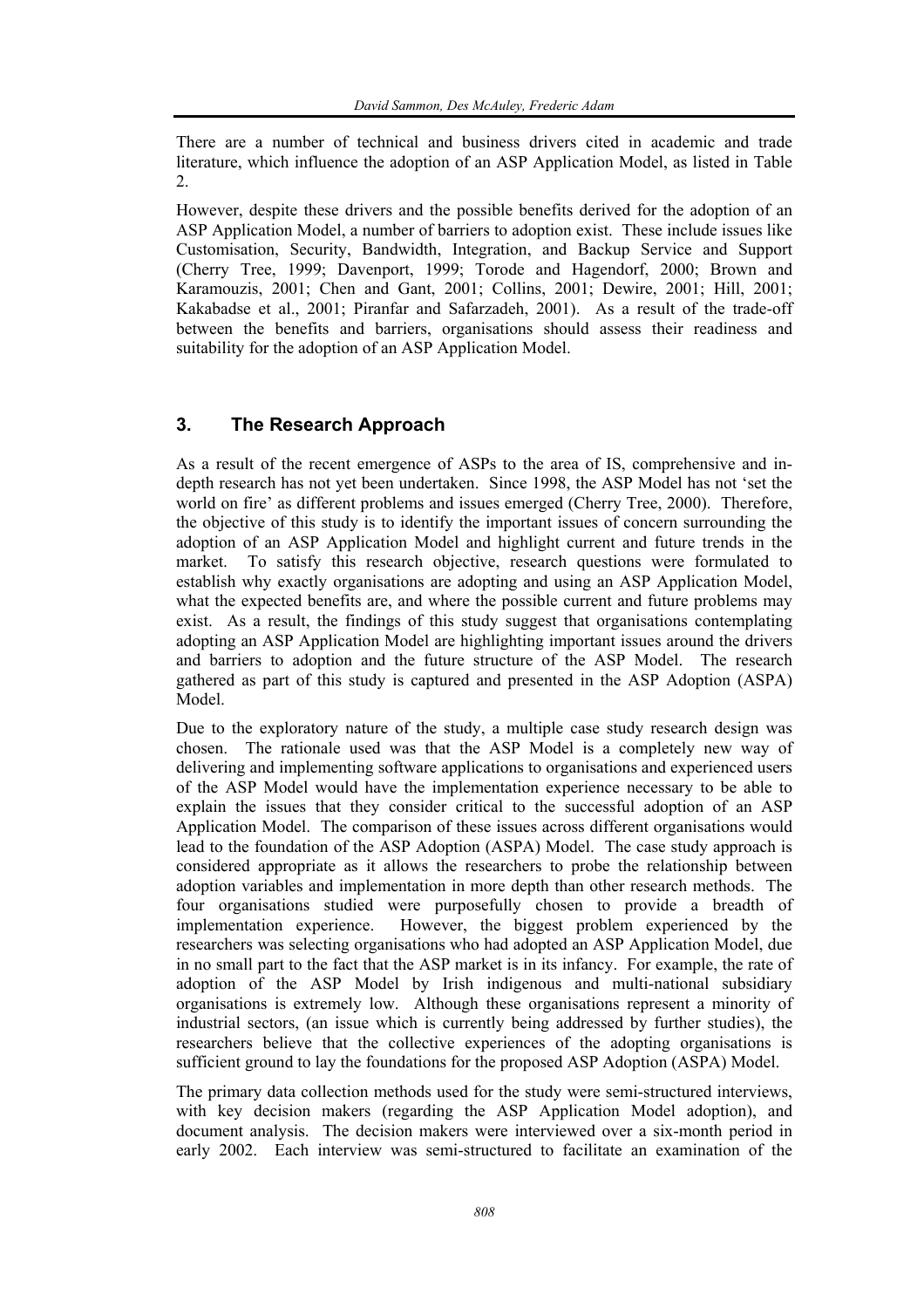There are a number of technical and business drivers cited in academic and trade literature, which influence the adoption of an ASP Application Model, as listed in Table 2.

However, despite these drivers and the possible benefits derived for the adoption of an ASP Application Model, a number of barriers to adoption exist. These include issues like Customisation, Security, Bandwidth, Integration, and Backup Service and Support (Cherry Tree, 1999; Davenport, 1999; Torode and Hagendorf, 2000; Brown and Karamouzis, 2001; Chen and Gant, 2001; Collins, 2001; Dewire, 2001; Hill, 2001; Kakabadse et al., 2001; Piranfar and Safarzadeh, 2001). As a result of the trade-off between the benefits and barriers, organisations should assess their readiness and suitability for the adoption of an ASP Application Model.

## 3. The Research Approach

As a result of the recent emergence of ASPs to the area of IS, comprehensive and in-depth research has not yet been undertaken. Since 1998, the ASP Model has not 'set the world on fire' as different problems and issues emerged (Cherry Tree, 2000). Therefore, the objective of this study is to identify the important issues of concern surrounding the adoption of an ASP Application Model and highlight current and future trends in the market. To satisfy this research objective, research questions were formulated to establish why exactly organisations are adopting and using an ASP Application Model, what the expected benefits are, and where the possible current and future problems may exist. As a result, the findings of this study suggest that organisations contemplating adopting an ASP Application Model are highlighting important issues around the drivers and barriers to adoption and the future structure of the ASP Model. The research gathered as part of this study is captured and presented in the ASP Adoption (ASPA) Model.

Due to the exploratory nature of the study, a multiple case study research design was chosen. The rationale used was that the ASP Model is a completely new way of delivering and implementing software applications to organisations and experienced users of the ASP Model would have the implementation experience necessary to be able to explain the issues that they consider critical to the successful adoption of an ASP Application Model. The comparison of these issues across different organisations would lead to the foundation of the ASP Adoption (ASPA) Model. The case study approach is considered appropriate as it allows the researchers to probe the relationship between adoption variables and implementation in more depth than other research methods. The four organisations studied were purposefully chosen to provide a breadth of implementation experience. However, the biggest problem experienced by the researchers was selecting organisations who had adopted an ASP Application Model, due in no small part to the fact that the ASP market is in its infancy. For example, the rate of adoption of the ASP Model by Irish indigenous and multi-national subsidiary organisations is extremely low. Although these organisations represent a minority of industrial sectors, (an issue which is currently being addressed by further studies), the researchers believe that the collective experiences of the adopting organisations is sufficient ground to lay the foundations for the proposed ASP Adoption (ASPA) Model.

The primary data collection methods used for the study were semi-structured interviews, with key decision makers (regarding the ASP Application Model adoption), and document analysis. The decision makers were interviewed over a six-month period in early 2002. Each interview was semi-structured to facilitate an examination of the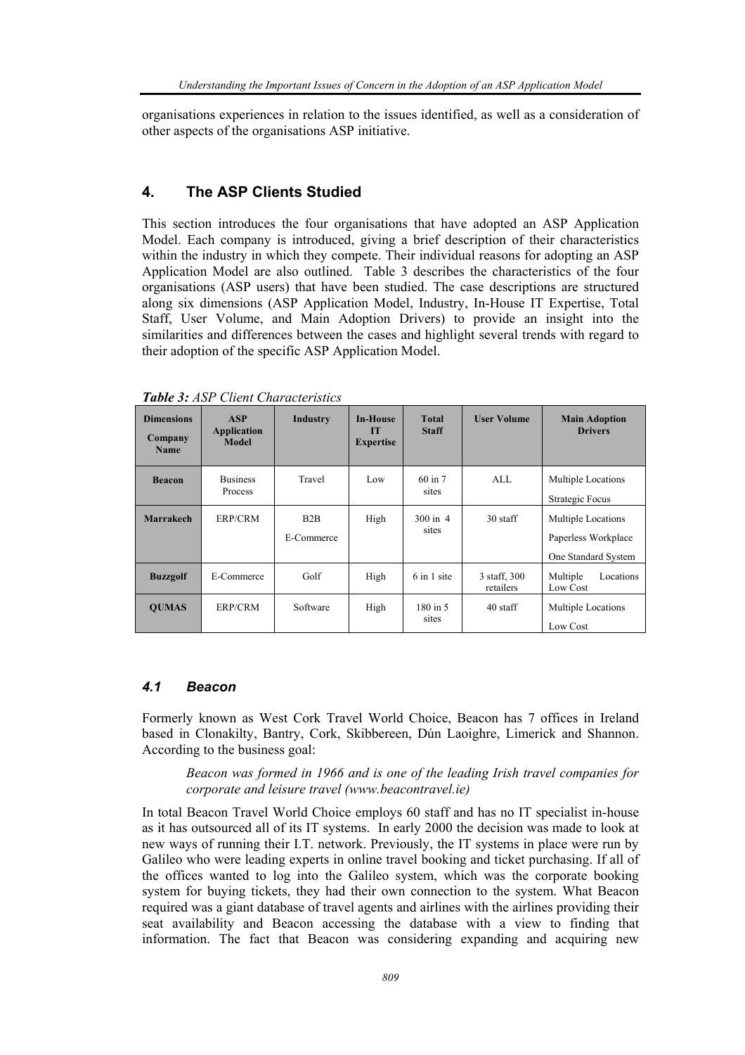organisations experiences in relation to the issues identified, as well as a consideration of other aspects of the organisations ASP initiative.

## 4. The ASP Clients Studied

This section introduces the four organisations that have adopted an ASP Application Model. Each company is introduced, giving a brief description of their characteristics within the industry in which they compete. Their individual reasons for adopting an ASP Application Model are also outlined. Table 3 describes the characteristics of the four organisations (ASP users) that have been studied. The case descriptions are structured along six dimensions (ASP Application Model, Industry, In-House IT Expertise, Total Staff, User Volume, and Main Adoption Drivers) to provide an insight into the similarities and differences between the cases and highlight several trends with regard to their adoption of the specific ASP Application Model.

***Table 3:*** *ASP Client Characteristics*

| Dimensions<br>Company Name | ASP Application Model | Industry | In-House IT Expertise | Total Staff | User Volume | Main Adoption Drivers |
|---|---|---|---|---|---|---|
| **Beacon** | Business Process | Travel | Low | 60 in 7 sites | ALL | Multiple Locations<br>Strategic Focus |
| **Marrakech** | ERP/CRM | B2B<br>E-Commerce | High | 300 in 4 sites | 30 staff | Multiple Locations<br>Paperless Workplace<br>One Standard System |
| **Buzzgolf** | E-Commerce | Golf | High | 6 in 1 site | 3 staff, 300 retailers | Multiple Locations<br>Low Cost |
| **QUMAS** | ERP/CRM | Software | High | 180 in 5 sites | 40 staff | Multiple Locations<br>Low Cost |

### 4.1 Beacon

Formerly known as West Cork Travel World Choice, Beacon has 7 offices in Ireland based in Clonakilty, Bantry, Cork, Skibbereen, Dún Laoighre, Limerick and Shannon. According to the business goal:

> *Beacon was formed in 1966 and is one of the leading Irish travel companies for corporate and leisure travel (www.beacontravel.ie)*

In total Beacon Travel World Choice employs 60 staff and has no IT specialist in-house as it has outsourced all of its IT systems. In early 2000 the decision was made to look at new ways of running their I.T. network. Previously, the IT systems in place were run by Galileo who were leading experts in online travel booking and ticket purchasing. If all of the offices wanted to log into the Galileo system, which was the corporate booking system for buying tickets, they had their own connection to the system. What Beacon required was a giant database of travel agents and airlines with the airlines providing their seat availability and Beacon accessing the database with a view to finding that information. The fact that Beacon was considering expanding and acquiring new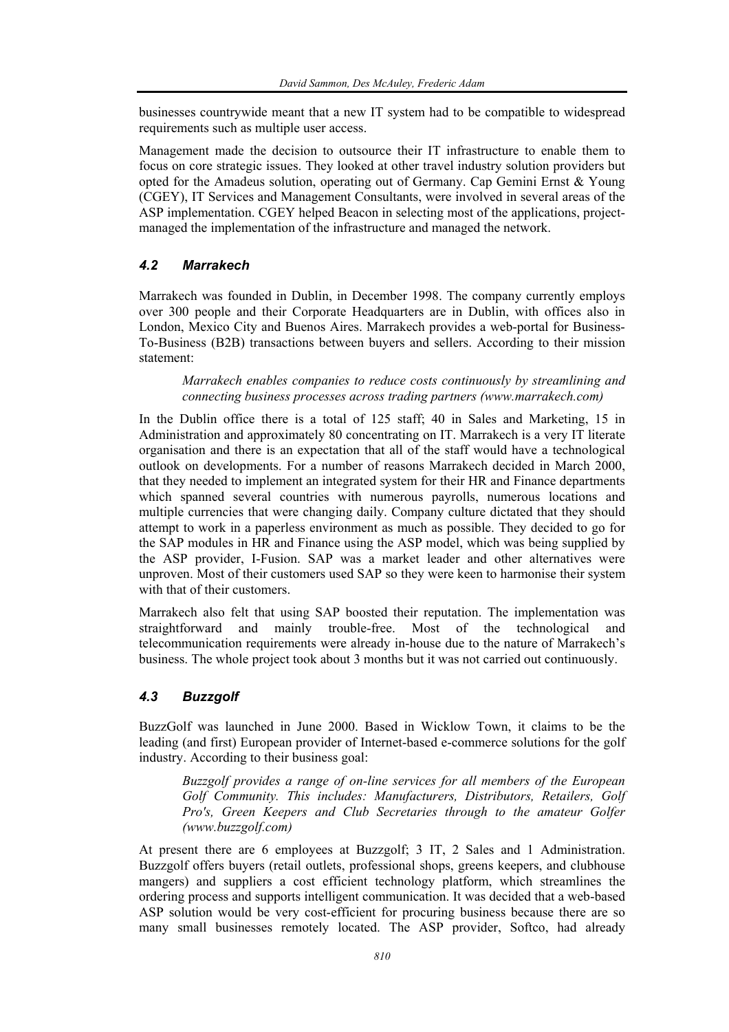businesses countrywide meant that a new IT system had to be compatible to widespread requirements such as multiple user access.

Management made the decision to outsource their IT infrastructure to enable them to focus on core strategic issues. They looked at other travel industry solution providers but opted for the Amadeus solution, operating out of Germany. Cap Gemini Ernst & Young (CGEY), IT Services and Management Consultants, were involved in several areas of the ASP implementation. CGEY helped Beacon in selecting most of the applications, project-managed the implementation of the infrastructure and managed the network.

### *4.2 Marrakech*

Marrakech was founded in Dublin, in December 1998. The company currently employs over 300 people and their Corporate Headquarters are in Dublin, with offices also in London, Mexico City and Buenos Aires. Marrakech provides a web-portal for Business-To-Business (B2B) transactions between buyers and sellers. According to their mission statement:

> *Marrakech enables companies to reduce costs continuously by streamlining and connecting business processes across trading partners (www.marrakech.com)*

In the Dublin office there is a total of 125 staff; 40 in Sales and Marketing, 15 in Administration and approximately 80 concentrating on IT. Marrakech is a very IT literate organisation and there is an expectation that all of the staff would have a technological outlook on developments. For a number of reasons Marrakech decided in March 2000, that they needed to implement an integrated system for their HR and Finance departments which spanned several countries with numerous payrolls, numerous locations and multiple currencies that were changing daily. Company culture dictated that they should attempt to work in a paperless environment as much as possible. They decided to go for the SAP modules in HR and Finance using the ASP model, which was being supplied by the ASP provider, I-Fusion. SAP was a market leader and other alternatives were unproven. Most of their customers used SAP so they were keen to harmonise their system with that of their customers.

Marrakech also felt that using SAP boosted their reputation. The implementation was straightforward and mainly trouble-free. Most of the technological and telecommunication requirements were already in-house due to the nature of Marrakech's business. The whole project took about 3 months but it was not carried out continuously.

### *4.3 Buzzgolf*

BuzzGolf was launched in June 2000. Based in Wicklow Town, it claims to be the leading (and first) European provider of Internet-based e-commerce solutions for the golf industry. According to their business goal:

> *Buzzgolf provides a range of on-line services for all members of the European Golf Community. This includes: Manufacturers, Distributors, Retailers, Golf Pro's, Green Keepers and Club Secretaries through to the amateur Golfer (www.buzzgolf.com)*

At present there are 6 employees at Buzzgolf; 3 IT, 2 Sales and 1 Administration. Buzzgolf offers buyers (retail outlets, professional shops, greens keepers, and clubhouse mangers) and suppliers a cost efficient technology platform, which streamlines the ordering process and supports intelligent communication. It was decided that a web-based ASP solution would be very cost-efficient for procuring business because there are so many small businesses remotely located. The ASP provider, Softco, had already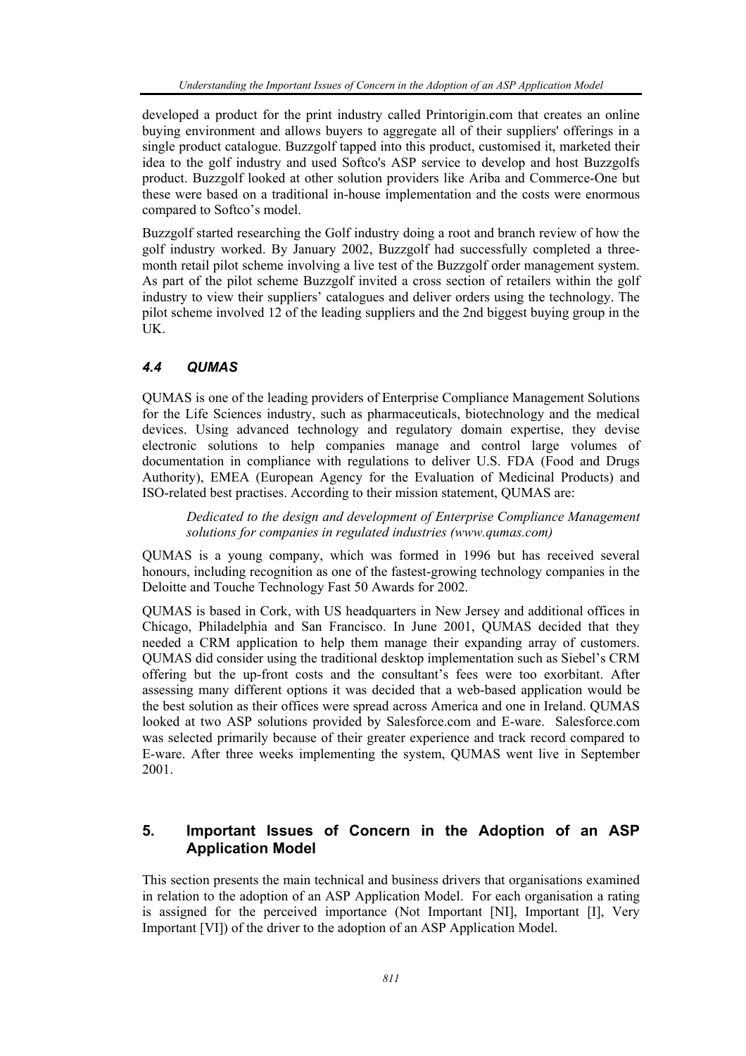developed a product for the print industry called Printorigin.com that creates an online buying environment and allows buyers to aggregate all of their suppliers' offerings in a single product catalogue. Buzzgolf tapped into this product, customised it, marketed their idea to the golf industry and used Softco's ASP service to develop and host Buzzgolfs product. Buzzgolf looked at other solution providers like Ariba and Commerce-One but these were based on a traditional in-house implementation and the costs were enormous compared to Softco's model.

Buzzgolf started researching the Golf industry doing a root and branch review of how the golf industry worked. By January 2002, Buzzgolf had successfully completed a three-month retail pilot scheme involving a live test of the Buzzgolf order management system. As part of the pilot scheme Buzzgolf invited a cross section of retailers within the golf industry to view their suppliers' catalogues and deliver orders using the technology. The pilot scheme involved 12 of the leading suppliers and the 2nd biggest buying group in the UK.

### *4.4 QUMAS*

QUMAS is one of the leading providers of Enterprise Compliance Management Solutions for the Life Sciences industry, such as pharmaceuticals, biotechnology and the medical devices. Using advanced technology and regulatory domain expertise, they devise electronic solutions to help companies manage and control large volumes of documentation in compliance with regulations to deliver U.S. FDA (Food and Drugs Authority), EMEA (European Agency for the Evaluation of Medicinal Products) and ISO-related best practises. According to their mission statement, QUMAS are:

> *Dedicated to the design and development of Enterprise Compliance Management solutions for companies in regulated industries (www.qumas.com)*

QUMAS is a young company, which was formed in 1996 but has received several honours, including recognition as one of the fastest-growing technology companies in the Deloitte and Touche Technology Fast 50 Awards for 2002.

QUMAS is based in Cork, with US headquarters in New Jersey and additional offices in Chicago, Philadelphia and San Francisco. In June 2001, QUMAS decided that they needed a CRM application to help them manage their expanding array of customers. QUMAS did consider using the traditional desktop implementation such as Siebel's CRM offering but the up-front costs and the consultant's fees were too exorbitant. After assessing many different options it was decided that a web-based application would be the best solution as their offices were spread across America and one in Ireland. QUMAS looked at two ASP solutions provided by Salesforce.com and E-ware. Salesforce.com was selected primarily because of their greater experience and track record compared to E-ware. After three weeks implementing the system, QUMAS went live in September 2001.

## 5. Important Issues of Concern in the Adoption of an ASP Application Model

This section presents the main technical and business drivers that organisations examined in relation to the adoption of an ASP Application Model. For each organisation a rating is assigned for the perceived importance (Not Important [NI], Important [I], Very Important [VI]) of the driver to the adoption of an ASP Application Model.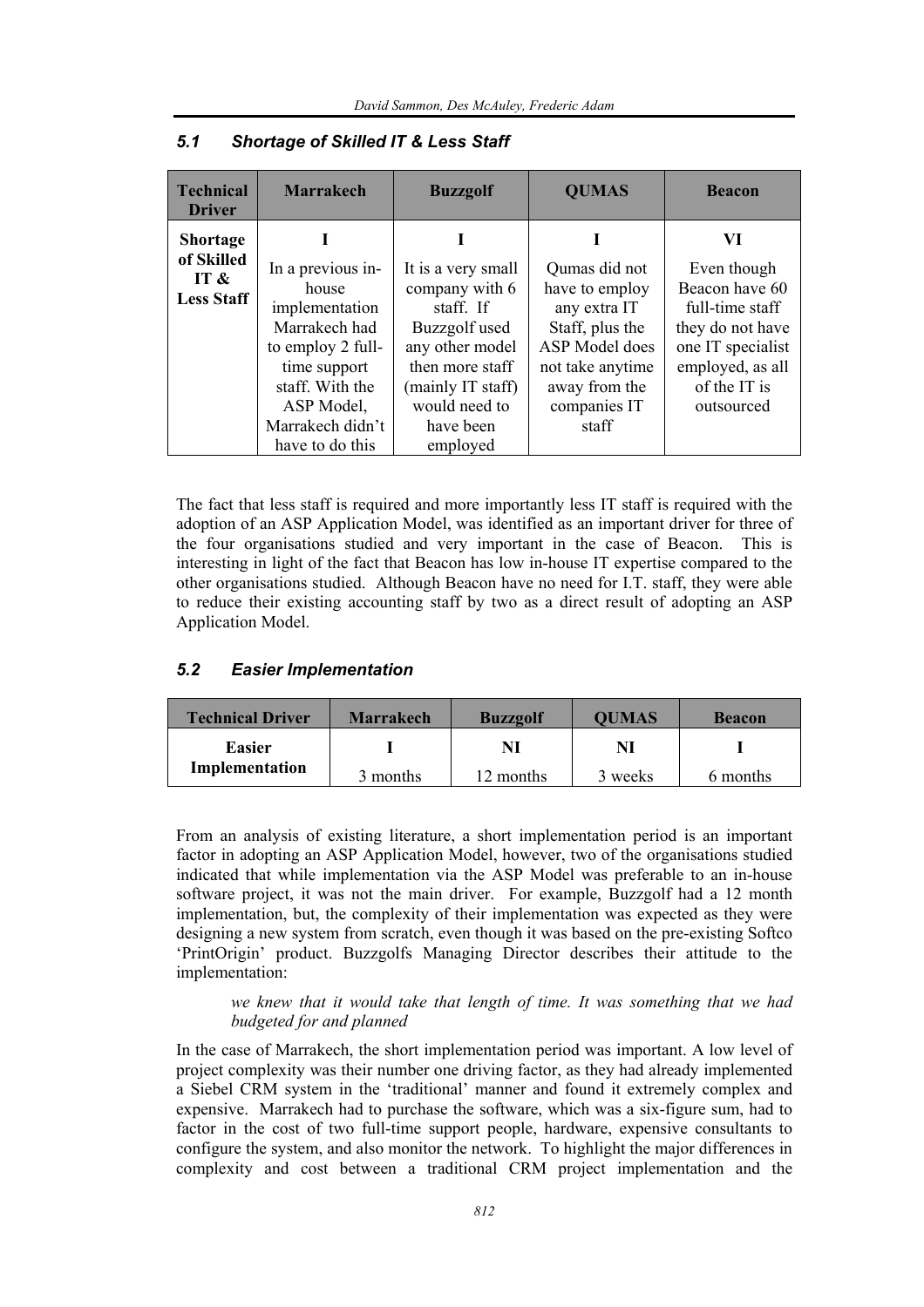### 5.1 Shortage of Skilled IT & Less Staff

| Technical Driver | Marrakech | Buzzgolf | QUMAS | Beacon |
|---|---|---|---|---|
| **Shortage of Skilled IT & Less Staff** | **I**<br>In a previous in-house implementation Marrakech had to employ 2 full-time support staff. With the ASP Model, Marrakech didn't have to do this | **I**<br>It is a very small company with 6 staff. If Buzzgolf used any other model then more staff (mainly IT staff) would need to have been employed | **I**<br>Qumas did not have to employ any extra IT Staff, plus the ASP Model does not take anytime away from the companies IT staff | **VI**<br>Even though Beacon have 60 full-time staff they do not have one IT specialist employed, as all of the IT is outsourced |

The fact that less staff is required and more importantly less IT staff is required with the adoption of an ASP Application Model, was identified as an important driver for three of the four organisations studied and very important in the case of Beacon. This is interesting in light of the fact that Beacon has low in-house IT expertise compared to the other organisations studied. Although Beacon have no need for I.T. staff, they were able to reduce their existing accounting staff by two as a direct result of adopting an ASP Application Model.

### 5.2 Easier Implementation

| Technical Driver | Marrakech | Buzzgolf | QUMAS | Beacon |
|---|---|---|---|---|
| **Easier Implementation** | **I**<br>3 months | **NI**<br>12 months | **NI**<br>3 weeks | **I**<br>6 months |

From an analysis of existing literature, a short implementation period is an important factor in adopting an ASP Application Model, however, two of the organisations studied indicated that while implementation via the ASP Model was preferable to an in-house software project, it was not the main driver. For example, Buzzgolf had a 12 month implementation, but, the complexity of their implementation was expected as they were designing a new system from scratch, even though it was based on the pre-existing Softco 'PrintOrigin' product. Buzzgolfs Managing Director describes their attitude to the implementation:

> *we knew that it would take that length of time. It was something that we had budgeted for and planned*

In the case of Marrakech, the short implementation period was important. A low level of project complexity was their number one driving factor, as they had already implemented a Siebel CRM system in the 'traditional' manner and found it extremely complex and expensive. Marrakech had to purchase the software, which was a six-figure sum, had to factor in the cost of two full-time support people, hardware, expensive consultants to configure the system, and also monitor the network. To highlight the major differences in complexity and cost between a traditional CRM project implementation and the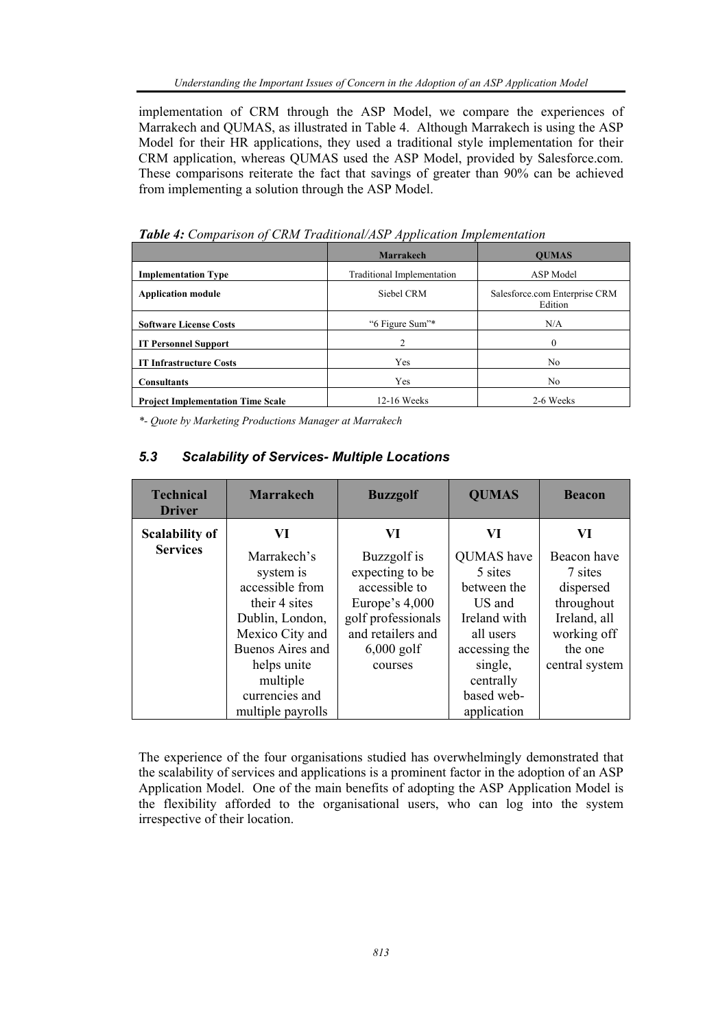implementation of CRM through the ASP Model, we compare the experiences of Marrakech and QUMAS, as illustrated in Table 4. Although Marrakech is using the ASP Model for their HR applications, they used a traditional style implementation for their CRM application, whereas QUMAS used the ASP Model, provided by Salesforce.com. These comparisons reiterate the fact that savings of greater than 90% can be achieved from implementing a solution through the ASP Model.

***Table 4:*** *Comparison of CRM Traditional/ASP Application Implementation*

| | **Marrakech** | **QUMAS** |
|---|---|---|
| **Implementation Type** | Traditional Implementation | ASP Model |
| **Application module** | Siebel CRM | Salesforce.com Enterprise CRM Edition |
| **Software License Costs** | "6 Figure Sum"* | N/A |
| **IT Personnel Support** | 2 | 0 |
| **IT Infrastructure Costs** | Yes | No |
| **Consultants** | Yes | No |
| **Project Implementation Time Scale** | 12-16 Weeks | 2-6 Weeks |

*\*- Quote by Marketing Productions Manager at Marrakech*

### *5.3 Scalability of Services- Multiple Locations*

| Technical Driver | Marrakech | Buzzgolf | QUMAS | Beacon |
|---|---|---|---|---|
| **Scalability of Services** | **VI**<br>Marrakech's system is accessible from their 4 sites Dublin, London, Mexico City and Buenos Aires and helps unite multiple currencies and multiple payrolls | **VI**<br>Buzzgolf is expecting to be accessible to Europe's 4,000 golf professionals and retailers and 6,000 golf courses | **VI**<br>QUMAS have 5 sites between the US and Ireland with all users accessing the single, centrally based web-application | **VI**<br>Beacon have 7 sites dispersed throughout Ireland, all working off the one central system |

The experience of the four organisations studied has overwhelmingly demonstrated that the scalability of services and applications is a prominent factor in the adoption of an ASP Application Model. One of the main benefits of adopting the ASP Application Model is the flexibility afforded to the organisational users, who can log into the system irrespective of their location.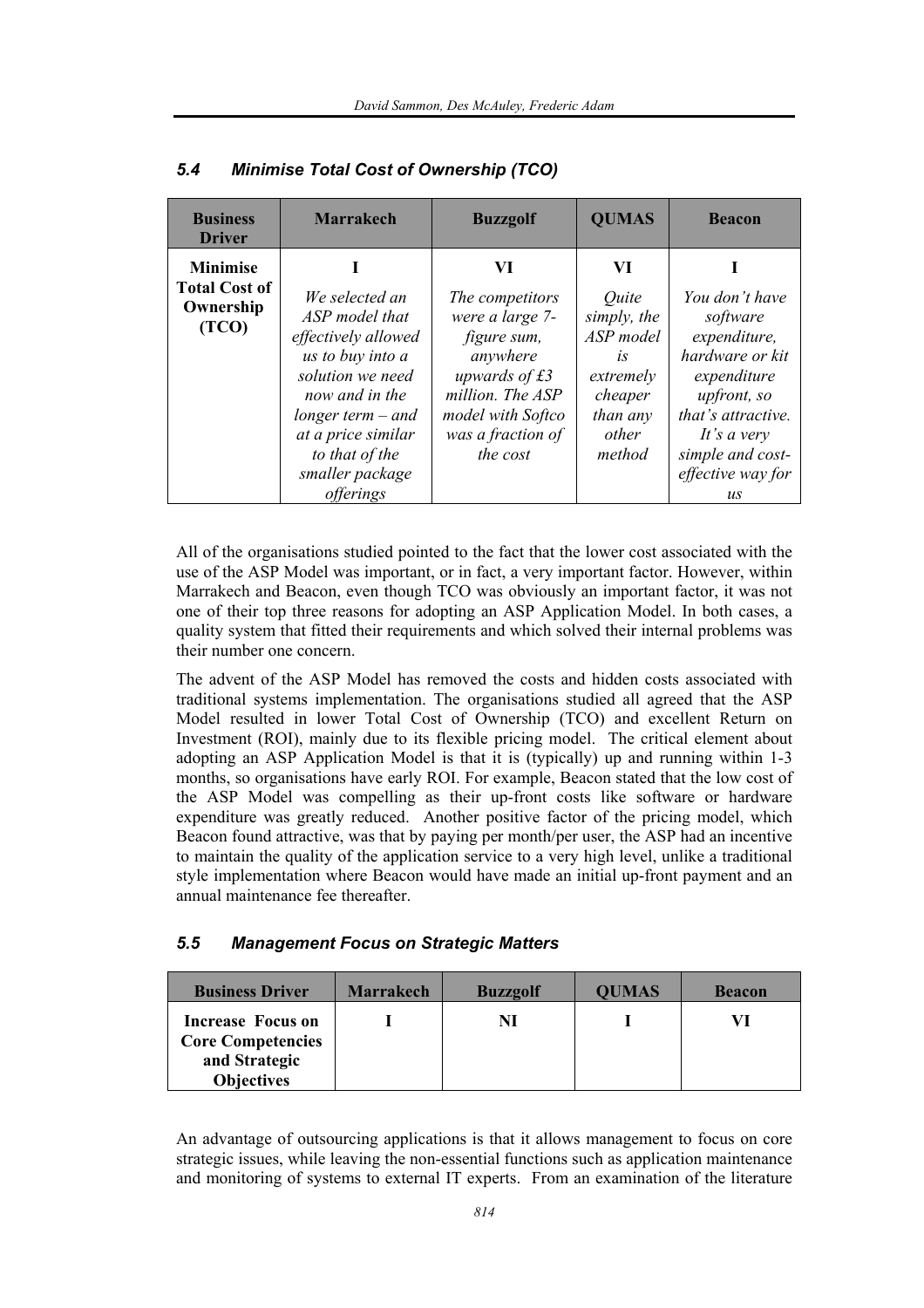### 5.4 Minimise Total Cost of Ownership (TCO)

| Business Driver | Marrakech | Buzzgolf | QUMAS | Beacon |
|---|---|---|---|---|
| **Minimise Total Cost of Ownership (TCO)** | **I**<br>*We selected an ASP model that effectively allowed us to buy into a solution we need now and in the longer term – and at a price similar to that of the smaller package offerings* | **VI**<br>*The competitors were a large 7-figure sum, anywhere upwards of £3 million. The ASP model with Softco was a fraction of the cost* | **VI**<br>*Quite simply, the ASP model is extremely cheaper than any other method* | **I**<br>*You don't have software expenditure, hardware or kit expenditure upfront, so that's attractive. It's a very simple and cost-effective way for us* |

All of the organisations studied pointed to the fact that the lower cost associated with the use of the ASP Model was important, or in fact, a very important factor. However, within Marrakech and Beacon, even though TCO was obviously an important factor, it was not one of their top three reasons for adopting an ASP Application Model. In both cases, a quality system that fitted their requirements and which solved their internal problems was their number one concern.

The advent of the ASP Model has removed the costs and hidden costs associated with traditional systems implementation. The organisations studied all agreed that the ASP Model resulted in lower Total Cost of Ownership (TCO) and excellent Return on Investment (ROI), mainly due to its flexible pricing model. The critical element about adopting an ASP Application Model is that it is (typically) up and running within 1-3 months, so organisations have early ROI. For example, Beacon stated that the low cost of the ASP Model was compelling as their up-front costs like software or hardware expenditure was greatly reduced. Another positive factor of the pricing model, which Beacon found attractive, was that by paying per month/per user, the ASP had an incentive to maintain the quality of the application service to a very high level, unlike a traditional style implementation where Beacon would have made an initial up-front payment and an annual maintenance fee thereafter.

### 5.5 Management Focus on Strategic Matters

| Business Driver | Marrakech | Buzzgolf | QUMAS | Beacon |
|---|---|---|---|---|
| **Increase Focus on Core Competencies and Strategic Objectives** | **I** | **NI** | **I** | **VI** |

An advantage of outsourcing applications is that it allows management to focus on core strategic issues, while leaving the non-essential functions such as application maintenance and monitoring of systems to external IT experts. From an examination of the literature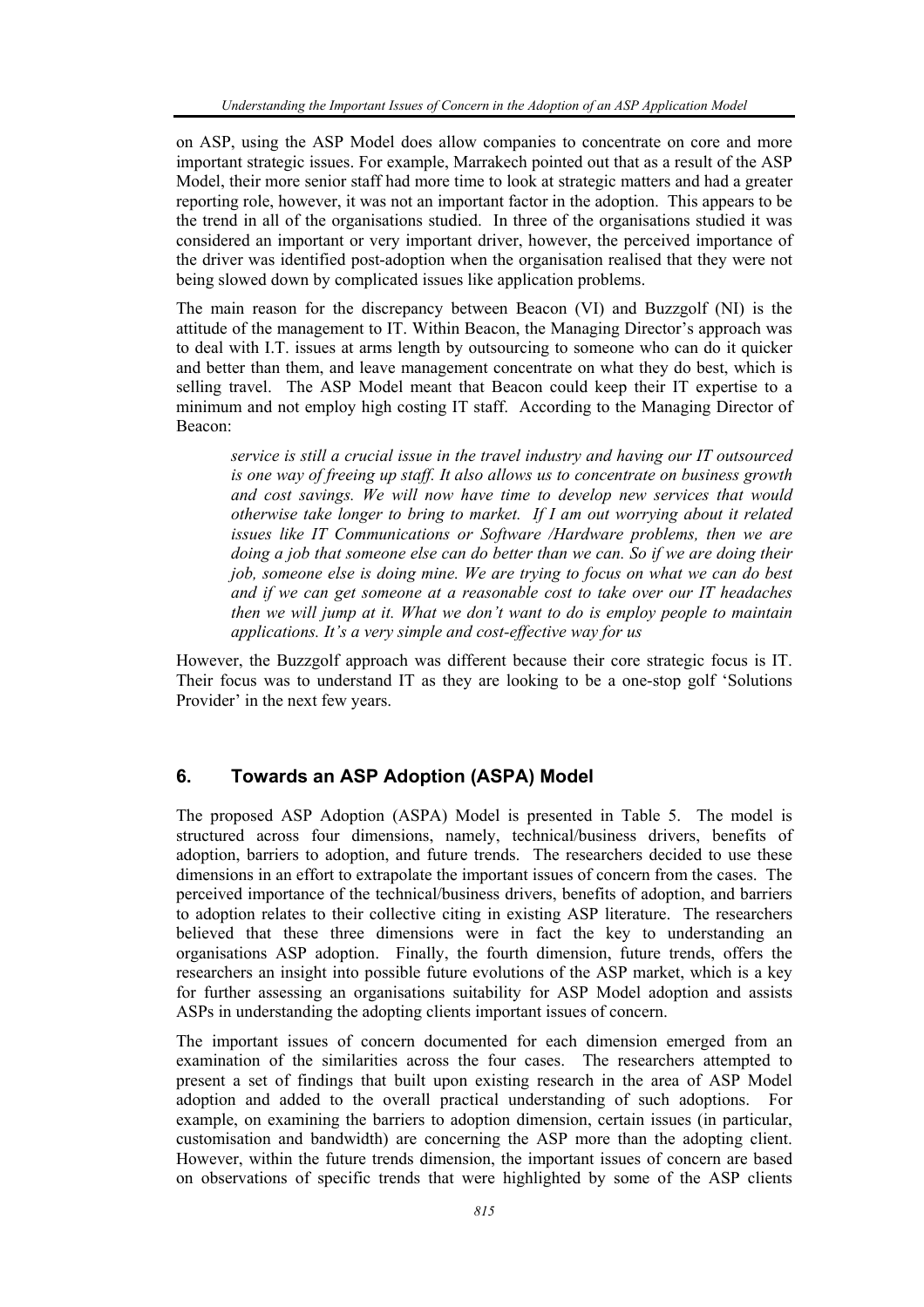on ASP, using the ASP Model does allow companies to concentrate on core and more important strategic issues. For example, Marrakech pointed out that as a result of the ASP Model, their more senior staff had more time to look at strategic matters and had a greater reporting role, however, it was not an important factor in the adoption. This appears to be the trend in all of the organisations studied. In three of the organisations studied it was considered an important or very important driver, however, the perceived importance of the driver was identified post-adoption when the organisation realised that they were not being slowed down by complicated issues like application problems.

The main reason for the discrepancy between Beacon (VI) and Buzzgolf (NI) is the attitude of the management to IT. Within Beacon, the Managing Director's approach was to deal with I.T. issues at arms length by outsourcing to someone who can do it quicker and better than them, and leave management concentrate on what they do best, which is selling travel. The ASP Model meant that Beacon could keep their IT expertise to a minimum and not employ high costing IT staff. According to the Managing Director of Beacon:

> *service is still a crucial issue in the travel industry and having our IT outsourced is one way of freeing up staff. It also allows us to concentrate on business growth and cost savings. We will now have time to develop new services that would otherwise take longer to bring to market. If I am out worrying about it related issues like IT Communications or Software /Hardware problems, then we are doing a job that someone else can do better than we can. So if we are doing their job, someone else is doing mine. We are trying to focus on what we can do best and if we can get someone at a reasonable cost to take over our IT headaches then we will jump at it. What we don't want to do is employ people to maintain applications. It's a very simple and cost-effective way for us*

However, the Buzzgolf approach was different because their core strategic focus is IT. Their focus was to understand IT as they are looking to be a one-stop golf 'Solutions Provider' in the next few years.

## 6. Towards an ASP Adoption (ASPA) Model

The proposed ASP Adoption (ASPA) Model is presented in Table 5. The model is structured across four dimensions, namely, technical/business drivers, benefits of adoption, barriers to adoption, and future trends. The researchers decided to use these dimensions in an effort to extrapolate the important issues of concern from the cases. The perceived importance of the technical/business drivers, benefits of adoption, and barriers to adoption relates to their collective citing in existing ASP literature. The researchers believed that these three dimensions were in fact the key to understanding an organisations ASP adoption. Finally, the fourth dimension, future trends, offers the researchers an insight into possible future evolutions of the ASP market, which is a key for further assessing an organisations suitability for ASP Model adoption and assists ASPs in understanding the adopting clients important issues of concern.

The important issues of concern documented for each dimension emerged from an examination of the similarities across the four cases. The researchers attempted to present a set of findings that built upon existing research in the area of ASP Model adoption and added to the overall practical understanding of such adoptions. For example, on examining the barriers to adoption dimension, certain issues (in particular, customisation and bandwidth) are concerning the ASP more than the adopting client. However, within the future trends dimension, the important issues of concern are based on observations of specific trends that were highlighted by some of the ASP clients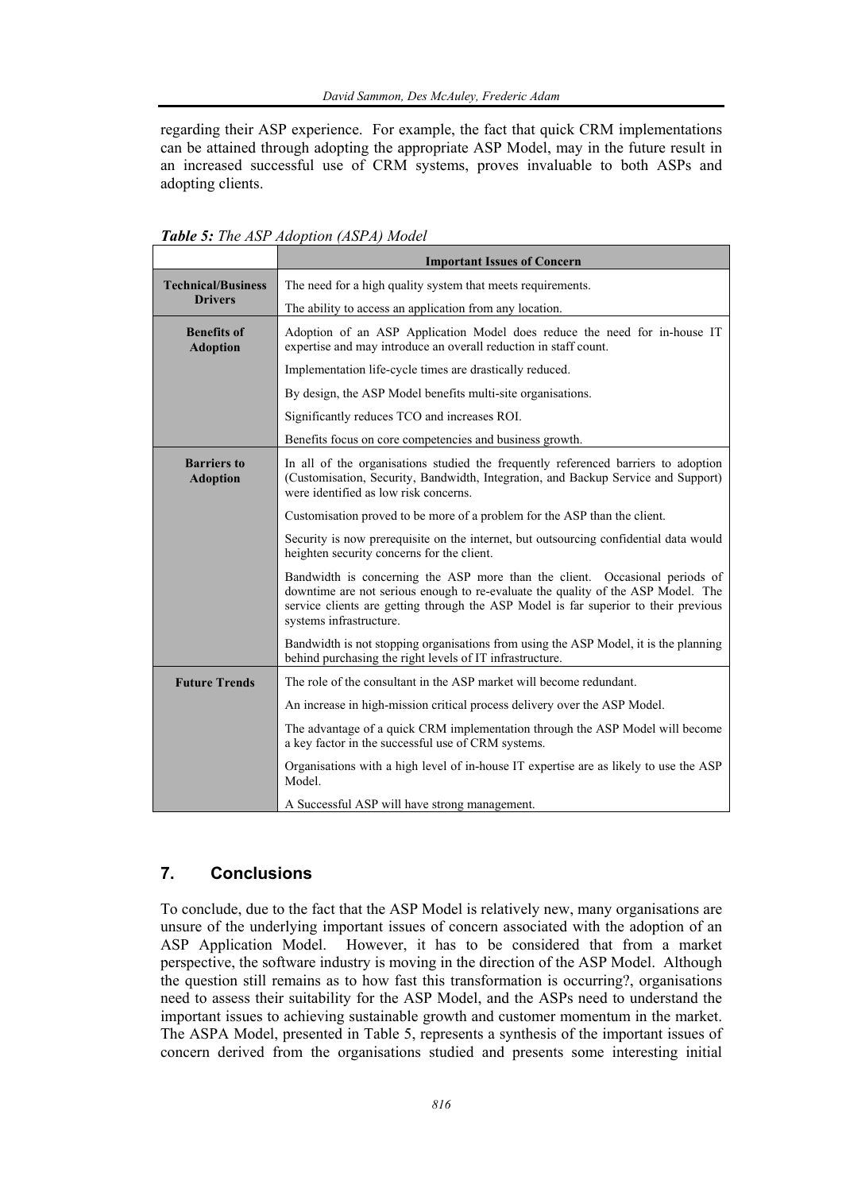regarding their ASP experience. For example, the fact that quick CRM implementations can be attained through adopting the appropriate ASP Model, may in the future result in an increased successful use of CRM systems, proves invaluable to both ASPs and adopting clients.

***Table 5:*** *The ASP Adoption (ASPA) Model*

| | **Important Issues of Concern** |
|---|---|
| **Technical/Business Drivers** | The need for a high quality system that meets requirements. |
| | The ability to access an application from any location. |
| **Benefits of Adoption** | Adoption of an ASP Application Model does reduce the need for in-house IT expertise and may introduce an overall reduction in staff count. |
| | Implementation life-cycle times are drastically reduced. |
| | By design, the ASP Model benefits multi-site organisations. |
| | Significantly reduces TCO and increases ROI. |
| | Benefits focus on core competencies and business growth. |
| **Barriers to Adoption** | In all of the organisations studied the frequently referenced barriers to adoption (Customisation, Security, Bandwidth, Integration, and Backup Service and Support) were identified as low risk concerns. |
| | Customisation proved to be more of a problem for the ASP than the client. |
| | Security is now prerequisite on the internet, but outsourcing confidential data would heighten security concerns for the client. |
| | Bandwidth is concerning the ASP more than the client. Occasional periods of downtime are not serious enough to re-evaluate the quality of the ASP Model. The service clients are getting through the ASP Model is far superior to their previous systems infrastructure. |
| | Bandwidth is not stopping organisations from using the ASP Model, it is the planning behind purchasing the right levels of IT infrastructure. |
| **Future Trends** | The role of the consultant in the ASP market will become redundant. |
| | An increase in high-mission critical process delivery over the ASP Model. |
| | The advantage of a quick CRM implementation through the ASP Model will become a key factor in the successful use of CRM systems. |
| | Organisations with a high level of in-house IT expertise are as likely to use the ASP Model. |
| | A Successful ASP will have strong management. |

## 7. Conclusions

To conclude, due to the fact that the ASP Model is relatively new, many organisations are unsure of the underlying important issues of concern associated with the adoption of an ASP Application Model. However, it has to be considered that from a market perspective, the software industry is moving in the direction of the ASP Model. Although the question still remains as to how fast this transformation is occurring?, organisations need to assess their suitability for the ASP Model, and the ASPs need to understand the important issues to achieving sustainable growth and customer momentum in the market. The ASPA Model, presented in Table 5, represents a synthesis of the important issues of concern derived from the organisations studied and presents some interesting initial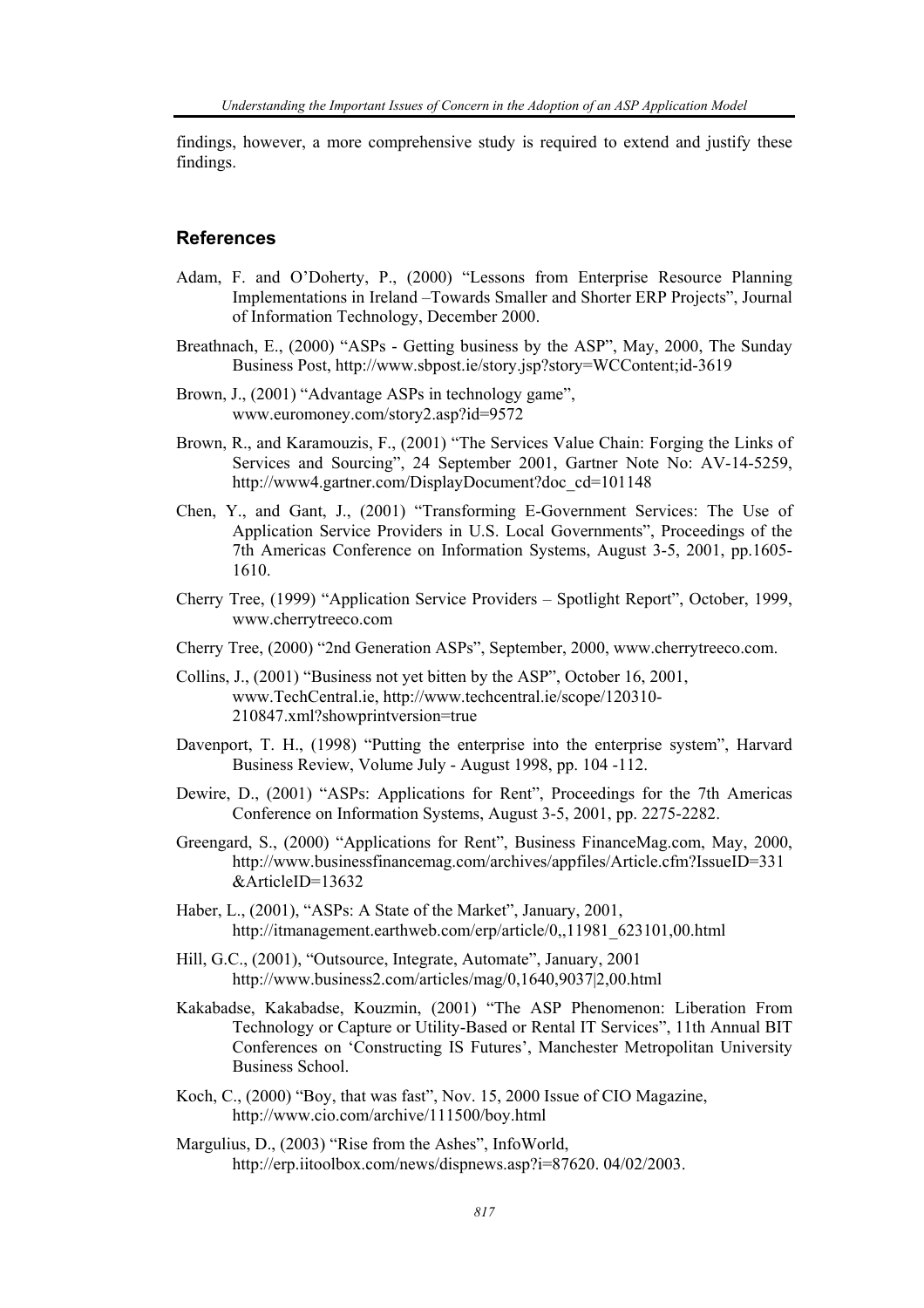findings, however, a more comprehensive study is required to extend and justify these findings.

## References

Adam, F. and O'Doherty, P., (2000) "Lessons from Enterprise Resource Planning Implementations in Ireland –Towards Smaller and Shorter ERP Projects", Journal of Information Technology, December 2000.

Breathnach, E., (2000) "ASPs - Getting business by the ASP", May, 2000, The Sunday Business Post, http://www.sbpost.ie/story.jsp?story=WCContent;id-3619

Brown, J., (2001) "Advantage ASPs in technology game", www.euromoney.com/story2.asp?id=9572

Brown, R., and Karamouzis, F., (2001) "The Services Value Chain: Forging the Links of Services and Sourcing", 24 September 2001, Gartner Note No: AV-14-5259, http://www4.gartner.com/DisplayDocument?doc_cd=101148

Chen, Y., and Gant, J., (2001) "Transforming E-Government Services: The Use of Application Service Providers in U.S. Local Governments", Proceedings of the 7th Americas Conference on Information Systems, August 3-5, 2001, pp.1605-1610.

Cherry Tree, (1999) "Application Service Providers – Spotlight Report", October, 1999, www.cherrytreeco.com

Cherry Tree, (2000) "2nd Generation ASPs", September, 2000, www.cherrytreeco.com.

Collins, J., (2001) "Business not yet bitten by the ASP", October 16, 2001, www.TechCentral.ie, http://www.techcentral.ie/scope/120310-210847.xml?showprintversion=true

Davenport, T. H., (1998) "Putting the enterprise into the enterprise system", Harvard Business Review, Volume July - August 1998, pp. 104 -112.

Dewire, D., (2001) "ASPs: Applications for Rent", Proceedings for the 7th Americas Conference on Information Systems, August 3-5, 2001, pp. 2275-2282.

Greengard, S., (2000) "Applications for Rent", Business FinanceMag.com, May, 2000, http://www.businessfinancemag.com/archives/appfiles/Article.cfm?IssueID=331&ArticleID=13632

Haber, L., (2001), "ASPs: A State of the Market", January, 2001, http://itmanagement.earthweb.com/erp/article/0,,11981_623101,00.html

Hill, G.C., (2001), "Outsource, Integrate, Automate", January, 2001 http://www.business2.com/articles/mag/0,1640,9037|2,00.html

Kakabadse, Kakabadse, Kouzmin, (2001) "The ASP Phenomenon: Liberation From Technology or Capture or Utility-Based or Rental IT Services", 11th Annual BIT Conferences on 'Constructing IS Futures', Manchester Metropolitan University Business School.

Koch, C., (2000) "Boy, that was fast", Nov. 15, 2000 Issue of CIO Magazine, http://www.cio.com/archive/111500/boy.html

Margulius, D., (2003) "Rise from the Ashes", InfoWorld, http://erp.iitoolbox.com/news/dispnews.asp?i=87620. 04/02/2003.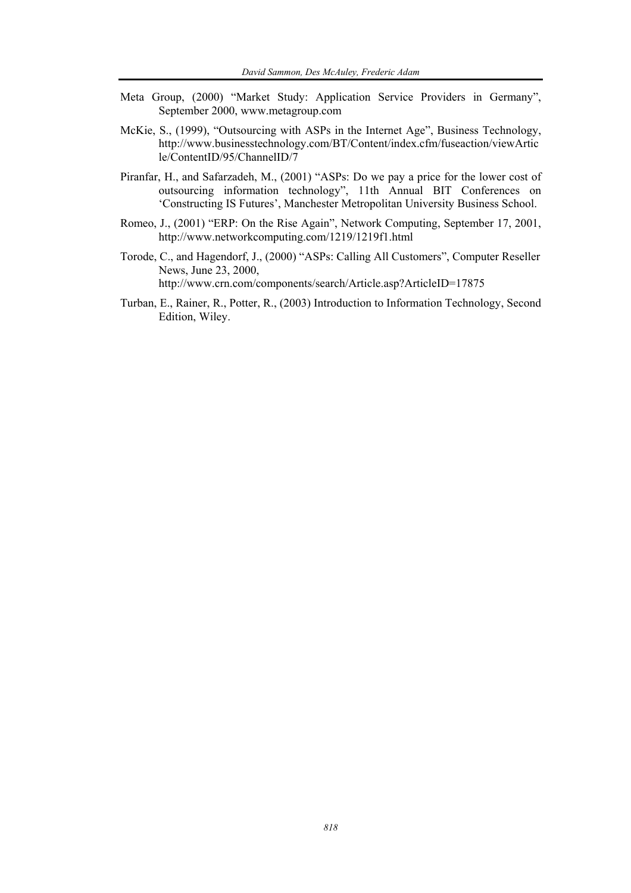Meta Group, (2000) "Market Study: Application Service Providers in Germany", September 2000, www.metagroup.com

McKie, S., (1999), "Outsourcing with ASPs in the Internet Age", Business Technology, http://www.businesstechnology.com/BT/Content/index.cfm/fuseaction/viewArticle/ContentID/95/ChannelID/7

Piranfar, H., and Safarzadeh, M., (2001) "ASPs: Do we pay a price for the lower cost of outsourcing information technology", 11th Annual BIT Conferences on 'Constructing IS Futures', Manchester Metropolitan University Business School.

Romeo, J., (2001) "ERP: On the Rise Again", Network Computing, September 17, 2001, http://www.networkcomputing.com/1219/1219f1.html

Torode, C., and Hagendorf, J., (2000) "ASPs: Calling All Customers", Computer Reseller News, June 23, 2000, http://www.crn.com/components/search/Article.asp?ArticleID=17875

Turban, E., Rainer, R., Potter, R., (2003) Introduction to Information Technology, Second Edition, Wiley.